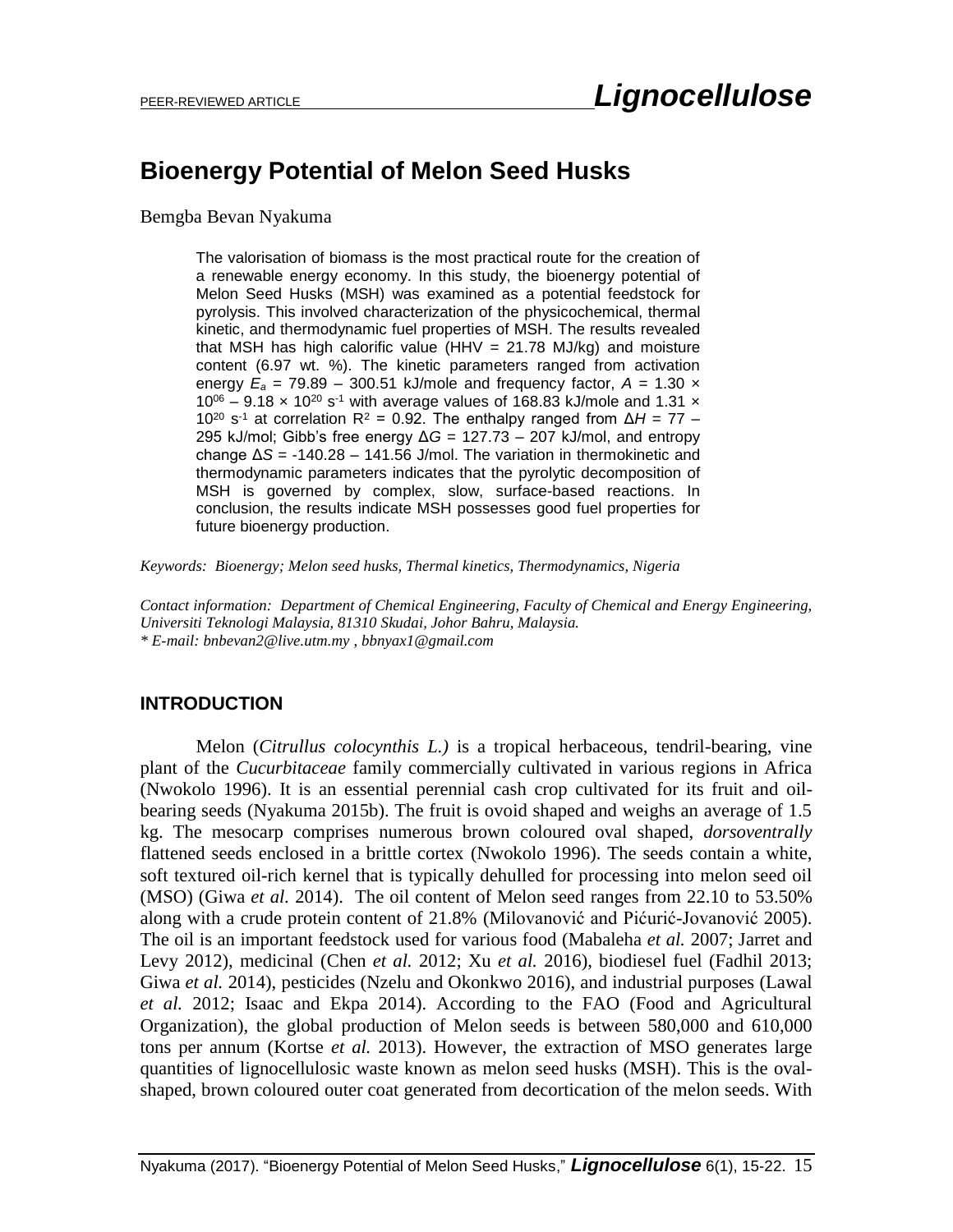# Bioenergy Potential of Melon Seed Husks

Bemgba Bevan Nyakuma

> The valorisation of biomass is the most practical route for the creation of a renewable energy economy. In this study, the bioenergy potential of Melon Seed Husks (MSH) was examined as a potential feedstock for pyrolysis. This involved characterization of the physicochemical, thermal kinetic, and thermodynamic fuel properties of MSH. The results revealed that MSH has high calorific value (HHV = 21.78 MJ/kg) and moisture content (6.97 wt. %). The kinetic parameters ranged from activation energy $E_a$ = 79.89 – 300.51 kJ/mole and frequency factor, $A = 1.30 \times 10^{06} – 9.18 \times 10^{20}$ s$^{-1}$ with average values of 168.83 kJ/mole and $1.31 \times 10^{20}$ s$^{-1}$ at correlation $R^2$ = 0.92. The enthalpy ranged from $\Delta H$ = 77 – 295 kJ/mol; Gibb's free energy $\Delta G$ = 127.73 – 207 kJ/mol, and entropy change $\Delta S$ = -140.28 – 141.56 J/mol. The variation in thermokinetic and thermodynamic parameters indicates that the pyrolytic decomposition of MSH is governed by complex, slow, surface-based reactions. In conclusion, the results indicate MSH possesses good fuel properties for future bioenergy production.

*Keywords: Bioenergy; Melon seed husks, Thermal kinetics, Thermodynamics, Nigeria*

*Contact information: Department of Chemical Engineering, Faculty of Chemical and Energy Engineering, Universiti Teknologi Malaysia, 81310 Skudai, Johor Bahru, Malaysia.*
*\* E-mail: bnbevan2@live.utm.my , bbnyax1@gmail.com*

## INTRODUCTION

Melon (*Citrullus colocynthis L.)* is a tropical herbaceous, tendril-bearing, vine plant of the *Cucurbitaceae* family commercially cultivated in various regions in Africa (Nwokolo 1996). It is an essential perennial cash crop cultivated for its fruit and oil-bearing seeds (Nyakuma 2015b). The fruit is ovoid shaped and weighs an average of 1.5 kg. The mesocarp comprises numerous brown coloured oval shaped, *dorsoventrally* flattened seeds enclosed in a brittle cortex (Nwokolo 1996). The seeds contain a white, soft textured oil-rich kernel that is typically dehulled for processing into melon seed oil (MSO) (Giwa *et al.* 2014). The oil content of Melon seed ranges from 22.10 to 53.50% along with a crude protein content of 21.8% (Milovanović and Pićurić-Jovanović 2005). The oil is an important feedstock used for various food (Mabaleha *et al.* 2007; Jarret and Levy 2012), medicinal (Chen *et al.* 2012; Xu *et al.* 2016), biodiesel fuel (Fadhil 2013; Giwa *et al.* 2014), pesticides (Nzelu and Okonkwo 2016), and industrial purposes (Lawal *et al.* 2012; Isaac and Ekpa 2014). According to the FAO (Food and Agricultural Organization), the global production of Melon seeds is between 580,000 and 610,000 tons per annum (Kortse *et al.* 2013). However, the extraction of MSO generates large quantities of lignocellulosic waste known as melon seed husks (MSH). This is the oval-shaped, brown coloured outer coat generated from decortication of the melon seeds. With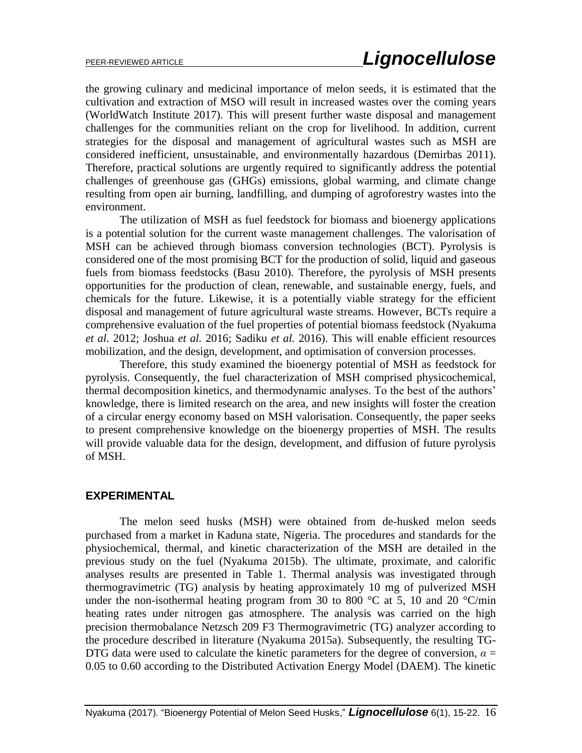the growing culinary and medicinal importance of melon seeds, it is estimated that the cultivation and extraction of MSO will result in increased wastes over the coming years (WorldWatch Institute 2017). This will present further waste disposal and management challenges for the communities reliant on the crop for livelihood. In addition, current strategies for the disposal and management of agricultural wastes such as MSH are considered inefficient, unsustainable, and environmentally hazardous (Demirbas 2011). Therefore, practical solutions are urgently required to significantly address the potential challenges of greenhouse gas (GHGs) emissions, global warming, and climate change resulting from open air burning, landfilling, and dumping of agroforestry wastes into the environment.

The utilization of MSH as fuel feedstock for biomass and bioenergy applications is a potential solution for the current waste management challenges. The valorisation of MSH can be achieved through biomass conversion technologies (BCT). Pyrolysis is considered one of the most promising BCT for the production of solid, liquid and gaseous fuels from biomass feedstocks (Basu 2010). Therefore, the pyrolysis of MSH presents opportunities for the production of clean, renewable, and sustainable energy, fuels, and chemicals for the future. Likewise, it is a potentially viable strategy for the efficient disposal and management of future agricultural waste streams. However, BCTs require a comprehensive evaluation of the fuel properties of potential biomass feedstock (Nyakuma *et al.* 2012; Joshua *et al.* 2016; Sadiku *et al.* 2016). This will enable efficient resources mobilization, and the design, development, and optimisation of conversion processes.

Therefore, this study examined the bioenergy potential of MSH as feedstock for pyrolysis. Consequently, the fuel characterization of MSH comprised physicochemical, thermal decomposition kinetics, and thermodynamic analyses. To the best of the authors' knowledge, there is limited research on the area, and new insights will foster the creation of a circular energy economy based on MSH valorisation. Consequently, the paper seeks to present comprehensive knowledge on the bioenergy properties of MSH. The results will provide valuable data for the design, development, and diffusion of future pyrolysis of MSH.

## EXPERIMENTAL

The melon seed husks (MSH) were obtained from de-husked melon seeds purchased from a market in Kaduna state, Nigeria. The procedures and standards for the physiochemical, thermal, and kinetic characterization of the MSH are detailed in the previous study on the fuel (Nyakuma 2015b). The ultimate, proximate, and calorific analyses results are presented in Table 1. Thermal analysis was investigated through thermogravimetric (TG) analysis by heating approximately 10 mg of pulverized MSH under the non-isothermal heating program from 30 to 800 °C at 5, 10 and 20 °C/min heating rates under nitrogen gas atmosphere. The analysis was carried on the high precision thermobalance Netzsch 209 F3 Thermogravimetric (TG) analyzer according to the procedure described in literature (Nyakuma 2015a). Subsequently, the resulting TG-DTG data were used to calculate the kinetic parameters for the degree of conversion, $\alpha$ = 0.05 to 0.60 according to the Distributed Activation Energy Model (DAEM). The kinetic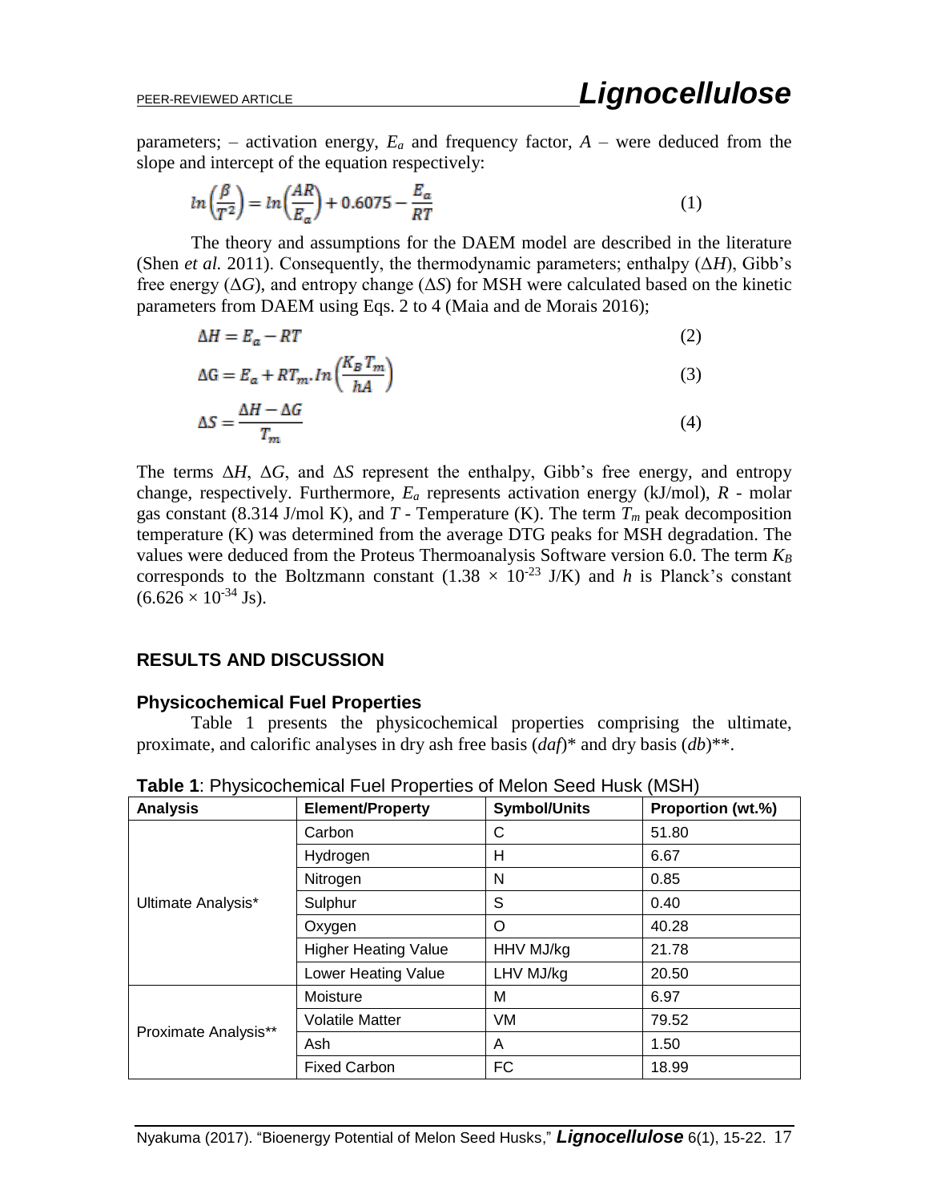parameters; – activation energy, $E_a$ and frequency factor, $A$ – were deduced from the slope and intercept of the equation respectively:

$$ln\left(\frac{\beta}{T^2}\right) = ln\left(\frac{AR}{E_a}\right) + 0.6075 - \frac{E_a}{RT} \quad (1)$$

The theory and assumptions for the DAEM model are described in the literature (Shen *et al.* 2011). Consequently, the thermodynamic parameters; enthalpy ($\Delta H$), Gibb's free energy ($\Delta G$), and entropy change ($\Delta S$) for MSH were calculated based on the kinetic parameters from DAEM using Eqs. 2 to 4 (Maia and de Morais 2016);

$$\Delta H = E_a - RT \quad (2)$$

$$\Delta G = E_a + RT_m . ln\left(\frac{K_B T_m}{hA}\right) \quad (3)$$

$$\Delta S = \frac{\Delta H - \Delta G}{T_m} \quad (4)$$

The terms $\Delta H$, $\Delta G$, and $\Delta S$ represent the enthalpy, Gibb's free energy, and entropy change, respectively. Furthermore, $E_a$ represents activation energy (kJ/mol), $R$ - molar gas constant (8.314 J/mol K), and $T$ - Temperature (K). The term $T_m$ peak decomposition temperature (K) was determined from the average DTG peaks for MSH degradation. The values were deduced from the Proteus Thermoanalysis Software version 6.0. The term $K_B$ corresponds to the Boltzmann constant ($1.38 \times 10^{-23}$ J/K) and $h$ is Planck's constant ($6.626 \times 10^{-34}$ Js).

## RESULTS AND DISCUSSION

### Physicochemical Fuel Properties

Table 1 presents the physicochemical properties comprising the ultimate, proximate, and calorific analyses in dry ash free basis (*daf*)* and dry basis (*db*)**.

**Table 1**: Physicochemical Fuel Properties of Melon Seed Husk (MSH)

| Analysis | Element/Property | Symbol/Units | Proportion (wt.%) |
|---|---|---|---|
| Ultimate Analysis* | Carbon | C | 51.80 |
| | Hydrogen | H | 6.67 |
| | Nitrogen | N | 0.85 |
| | Sulphur | S | 0.40 |
| | Oxygen | O | 40.28 |
| | Higher Heating Value | HHV MJ/kg | 21.78 |
| | Lower Heating Value | LHV MJ/kg | 20.50 |
| Proximate Analysis** | Moisture | M | 6.97 |
| | Volatile Matter | VM | 79.52 |
| | Ash | A | 1.50 |
| | Fixed Carbon | FC | 18.99 |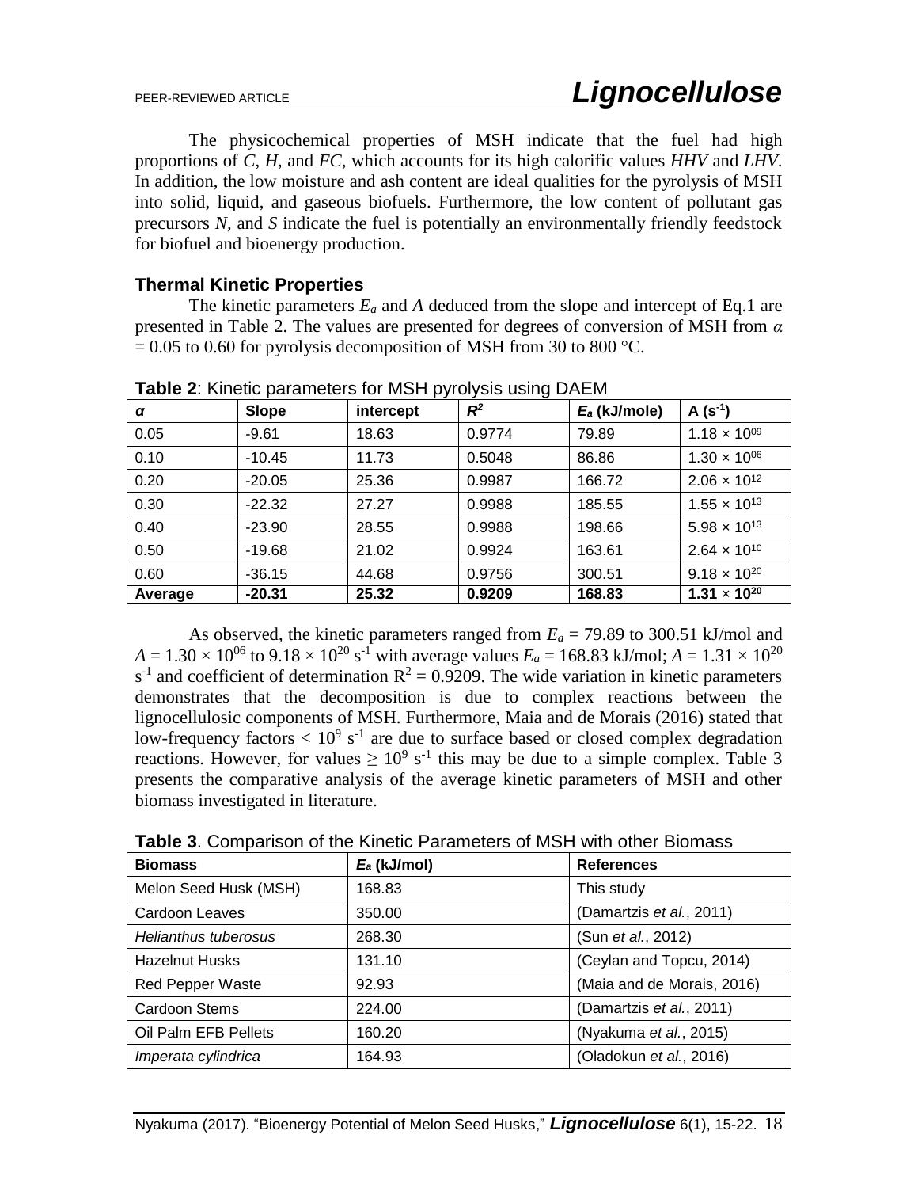The physicochemical properties of MSH indicate that the fuel had high proportions of *C*, *H*, and *FC*, which accounts for its high calorific values *HHV* and *LHV*. In addition, the low moisture and ash content are ideal qualities for the pyrolysis of MSH into solid, liquid, and gaseous biofuels. Furthermore, the low content of pollutant gas precursors *N*, and *S* indicate the fuel is potentially an environmentally friendly feedstock for biofuel and bioenergy production.

### Thermal Kinetic Properties

The kinetic parameters $E_a$ and $A$ deduced from the slope and intercept of Eq.1 are presented in Table 2. The values are presented for degrees of conversion of MSH from $\alpha = 0.05$ to 0.60 for pyrolysis decomposition of MSH from 30 to 800 °C.

**Table 2**: Kinetic parameters for MSH pyrolysis using DAEM

| $\alpha$ | Slope | intercept | $R^2$ | $E_a$ (kJ/mole) | A ($s^{-1}$) |
|---|---|---|---|---|---|
| 0.05 | -9.61 | 18.63 | 0.9774 | 79.89 | $1.18 \times 10^{09}$ |
| 0.10 | -10.45 | 11.73 | 0.5048 | 86.86 | $1.30 \times 10^{06}$ |
| 0.20 | -20.05 | 25.36 | 0.9987 | 166.72 | $2.06 \times 10^{12}$ |
| 0.30 | -22.32 | 27.27 | 0.9988 | 185.55 | $1.55 \times 10^{13}$ |
| 0.40 | -23.90 | 28.55 | 0.9988 | 198.66 | $5.98 \times 10^{13}$ |
| 0.50 | -19.68 | 21.02 | 0.9924 | 163.61 | $2.64 \times 10^{10}$ |
| 0.60 | -36.15 | 44.68 | 0.9756 | 300.51 | $9.18 \times 10^{20}$ |
| **Average** | **-20.31** | **25.32** | **0.9209** | **168.83** | $\mathbf{1.31 \times 10^{20}}$ |

As observed, the kinetic parameters ranged from $E_a$ = 79.89 to 300.51 kJ/mol and $A = 1.30 \times 10^{06}$ to $9.18 \times 10^{20}$ $s^{-1}$ with average values $E_a$ = 168.83 kJ/mol; $A = 1.31 \times 10^{20}$ $s^{-1}$ and coefficient of determination $R^2 = 0.9209$. The wide variation in kinetic parameters demonstrates that the decomposition is due to complex reactions between the lignocellulosic components of MSH. Furthermore, Maia and de Morais (2016) stated that low-frequency factors $< 10^9$ $s^{-1}$ are due to surface based or closed complex degradation reactions. However, for values $\geq 10^9$ $s^{-1}$ this may be due to a simple complex. Table 3 presents the comparative analysis of the average kinetic parameters of MSH and other biomass investigated in literature.

**Table 3**. Comparison of the Kinetic Parameters of MSH with other Biomass

| Biomass | $E_a$ (kJ/mol) | References |
|---|---|---|
| Melon Seed Husk (MSH) | 168.83 | This study |
| Cardoon Leaves | 350.00 | (Damartzis *et al.*, 2011) |
| *Helianthus tuberosus* | 268.30 | (Sun *et al.*, 2012) |
| Hazelnut Husks | 131.10 | (Ceylan and Topcu, 2014) |
| Red Pepper Waste | 92.93 | (Maia and de Morais, 2016) |
| Cardoon Stems | 224.00 | (Damartzis *et al.*, 2011) |
| Oil Palm EFB Pellets | 160.20 | (Nyakuma *et al.*, 2015) |
| *Imperata cylindrica* | 164.93 | (Oladokun *et al.*, 2016) |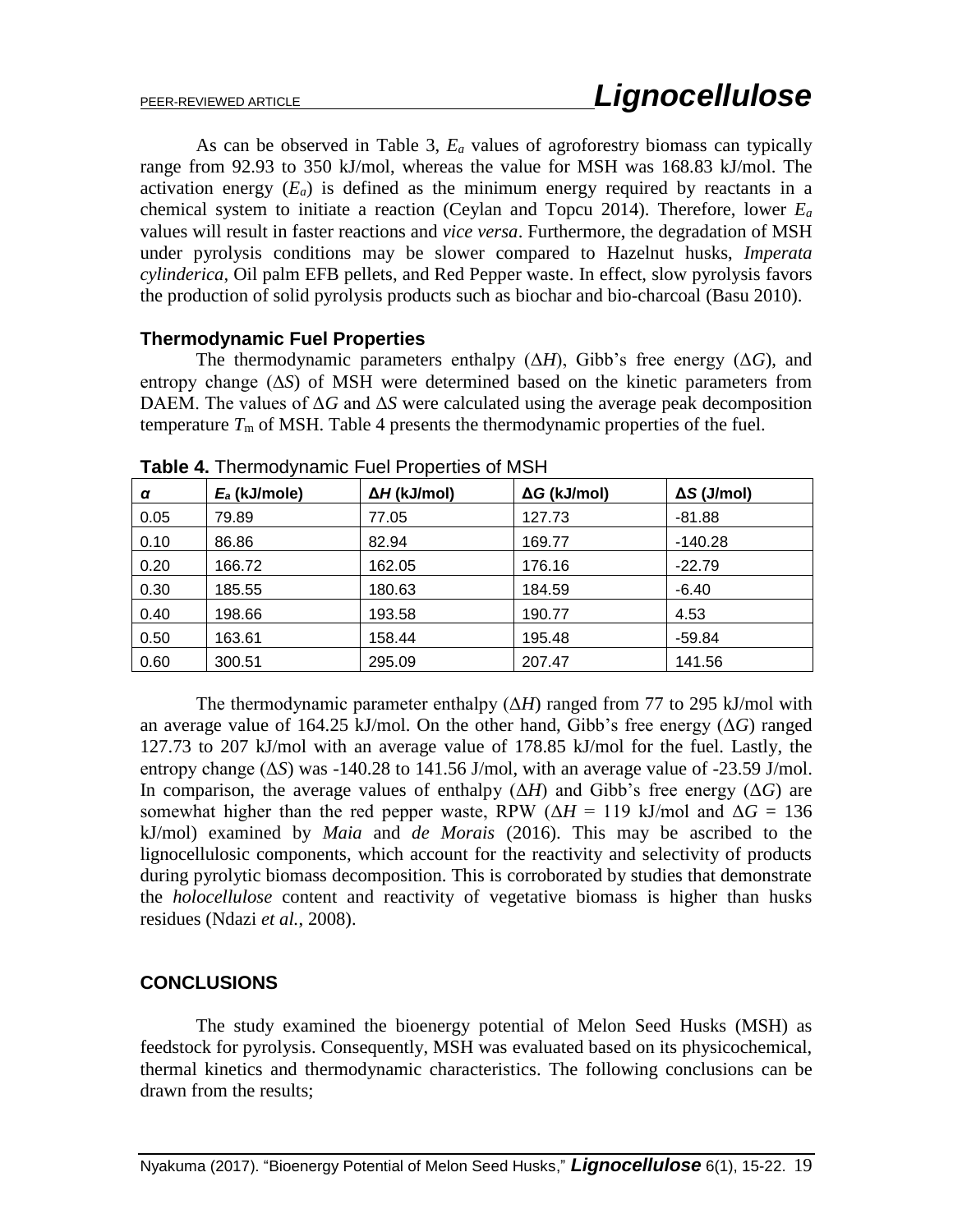As can be observed in Table 3, $E_a$ values of agroforestry biomass can typically range from 92.93 to 350 kJ/mol, whereas the value for MSH was 168.83 kJ/mol. The activation energy ($E_a$) is defined as the minimum energy required by reactants in a chemical system to initiate a reaction (Ceylan and Topcu 2014). Therefore, lower $E_a$ values will result in faster reactions and *vice versa*. Furthermore, the degradation of MSH under pyrolysis conditions may be slower compared to Hazelnut husks, *Imperata cylinderica*, Oil palm EFB pellets, and Red Pepper waste. In effect, slow pyrolysis favors the production of solid pyrolysis products such as biochar and bio-charcoal (Basu 2010).

### Thermodynamic Fuel Properties

The thermodynamic parameters enthalpy ($\Delta H$), Gibb's free energy ($\Delta G$), and entropy change ($\Delta S$) of MSH were determined based on the kinetic parameters from DAEM. The values of $\Delta G$ and $\Delta S$ were calculated using the average peak decomposition temperature $T_m$ of MSH. Table 4 presents the thermodynamic properties of the fuel.

**Table 4.** Thermodynamic Fuel Properties of MSH

| $\alpha$ | $E_a$ (kJ/mole) | $\Delta H$ (kJ/mol) | $\Delta G$ (kJ/mol) | $\Delta S$ (J/mol) |
|---|---|---|---|---|
| 0.05 | 79.89 | 77.05 | 127.73 | -81.88 |
| 0.10 | 86.86 | 82.94 | 169.77 | -140.28 |
| 0.20 | 166.72 | 162.05 | 176.16 | -22.79 |
| 0.30 | 185.55 | 180.63 | 184.59 | -6.40 |
| 0.40 | 198.66 | 193.58 | 190.77 | 4.53 |
| 0.50 | 163.61 | 158.44 | 195.48 | -59.84 |
| 0.60 | 300.51 | 295.09 | 207.47 | 141.56 |

The thermodynamic parameter enthalpy ($\Delta H$) ranged from 77 to 295 kJ/mol with an average value of 164.25 kJ/mol. On the other hand, Gibb's free energy ($\Delta G$) ranged 127.73 to 207 kJ/mol with an average value of 178.85 kJ/mol for the fuel. Lastly, the entropy change ($\Delta S$) was -140.28 to 141.56 J/mol, with an average value of -23.59 J/mol. In comparison, the average values of enthalpy ($\Delta H$) and Gibb's free energy ($\Delta G$) are somewhat higher than the red pepper waste, RPW ($\Delta H$ = 119 kJ/mol and $\Delta G$ = 136 kJ/mol) examined by *Maia* and *de Morais* (2016). This may be ascribed to the lignocellulosic components, which account for the reactivity and selectivity of products during pyrolytic biomass decomposition. This is corroborated by studies that demonstrate the *holocellulose* content and reactivity of vegetative biomass is higher than husks residues (Ndazi *et al.*, 2008).

## CONCLUSIONS

The study examined the bioenergy potential of Melon Seed Husks (MSH) as feedstock for pyrolysis. Consequently, MSH was evaluated based on its physicochemical, thermal kinetics and thermodynamic characteristics. The following conclusions can be drawn from the results;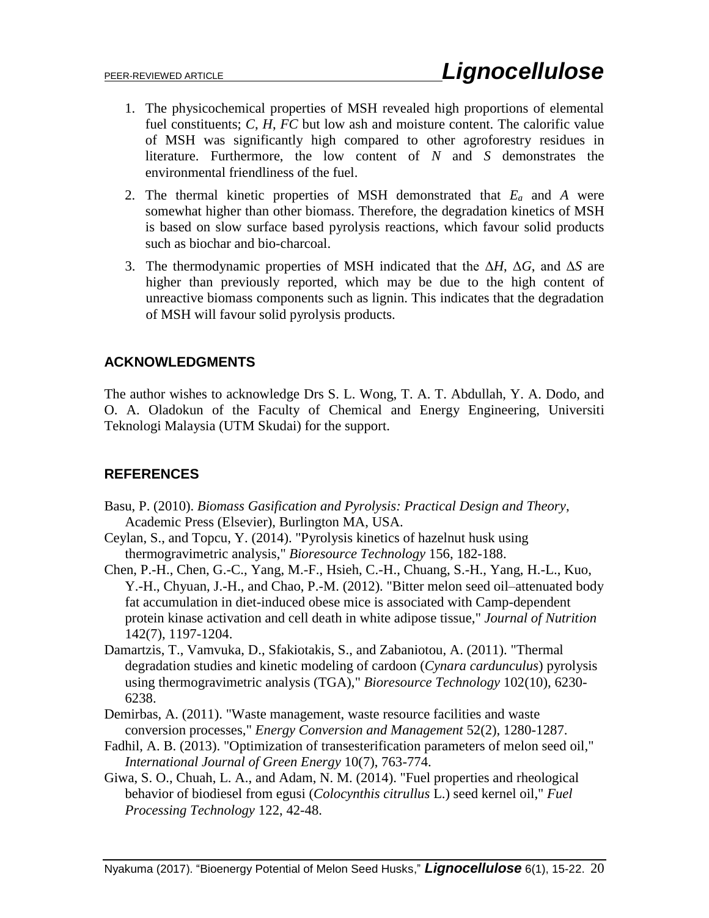1. The physicochemical properties of MSH revealed high proportions of elemental fuel constituents; *C*, *H*, *FC* but low ash and moisture content. The calorific value of MSH was significantly high compared to other agroforestry residues in literature. Furthermore, the low content of *N* and *S* demonstrates the environmental friendliness of the fuel.
2. The thermal kinetic properties of MSH demonstrated that $E_a$ and $A$ were somewhat higher than other biomass. Therefore, the degradation kinetics of MSH is based on slow surface based pyrolysis reactions, which favour solid products such as biochar and bio-charcoal.
3. The thermodynamic properties of MSH indicated that the $\Delta H$, $\Delta G$, and $\Delta S$ are higher than previously reported, which may be due to the high content of unreactive biomass components such as lignin. This indicates that the degradation of MSH will favour solid pyrolysis products.

## ACKNOWLEDGMENTS

The author wishes to acknowledge Drs S. L. Wong, T. A. T. Abdullah, Y. A. Dodo, and O. A. Oladokun of the Faculty of Chemical and Energy Engineering, Universiti Teknologi Malaysia (UTM Skudai) for the support.

## REFERENCES

Basu, P. (2010). *Biomass Gasification and Pyrolysis: Practical Design and Theory*, Academic Press (Elsevier), Burlington MA, USA.

Ceylan, S., and Topcu, Y. (2014). "Pyrolysis kinetics of hazelnut husk using thermogravimetric analysis," *Bioresource Technology* 156, 182-188.

Chen, P.-H., Chen, G.-C., Yang, M.-F., Hsieh, C.-H., Chuang, S.-H., Yang, H.-L., Kuo, Y.-H., Chyuan, J.-H., and Chao, P.-M. (2012). "Bitter melon seed oil–attenuated body fat accumulation in diet-induced obese mice is associated with Camp-dependent protein kinase activation and cell death in white adipose tissue," *Journal of Nutrition* 142(7), 1197-1204.

Damartzis, T., Vamvuka, D., Sfakiotakis, S., and Zabaniotou, A. (2011). "Thermal degradation studies and kinetic modeling of cardoon (*Cynara cardunculus*) pyrolysis using thermogravimetric analysis (TGA)," *Bioresource Technology* 102(10), 6230-6238.

Demirbas, A. (2011). "Waste management, waste resource facilities and waste conversion processes," *Energy Conversion and Management* 52(2), 1280-1287.

Fadhil, A. B. (2013). "Optimization of transesterification parameters of melon seed oil," *International Journal of Green Energy* 10(7), 763-774.

Giwa, S. O., Chuah, L. A., and Adam, N. M. (2014). "Fuel properties and rheological behavior of biodiesel from egusi (*Colocynthis citrullus* L.) seed kernel oil," *Fuel Processing Technology* 122, 42-48.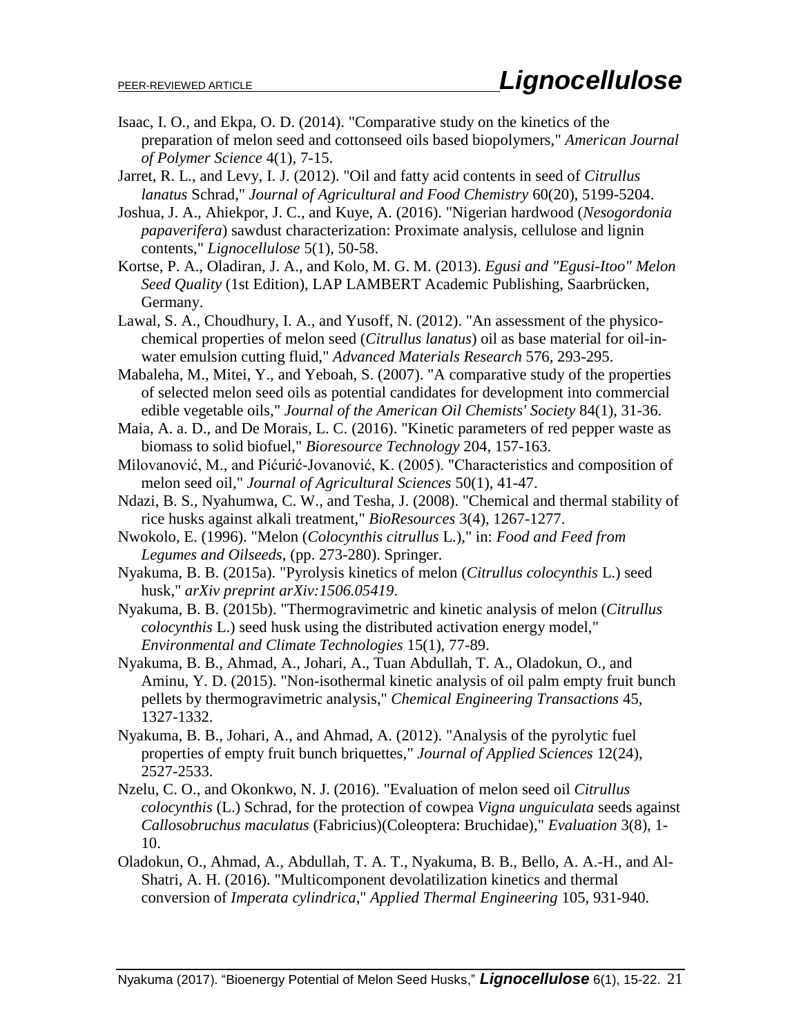Isaac, I. O., and Ekpa, O. D. (2014). "Comparative study on the kinetics of the preparation of melon seed and cottonseed oils based biopolymers," *American Journal of Polymer Science* 4(1), 7-15.

Jarret, R. L., and Levy, I. J. (2012). "Oil and fatty acid contents in seed of *Citrullus lanatus* Schrad," *Journal of Agricultural and Food Chemistry* 60(20), 5199-5204.

Joshua, J. A., Ahiekpor, J. C., and Kuye, A. (2016). "Nigerian hardwood (*Nesogordonia papaverifera*) sawdust characterization: Proximate analysis, cellulose and lignin contents," *Lignocellulose* 5(1), 50-58.

Kortse, P. A., Oladiran, J. A., and Kolo, M. G. M. (2013). *Egusi and "Egusi-Itoo" Melon Seed Quality* (1st Edition), LAP LAMBERT Academic Publishing, Saarbrücken, Germany.

Lawal, S. A., Choudhury, I. A., and Yusoff, N. (2012). "An assessment of the physico-chemical properties of melon seed (*Citrullus lanatus*) oil as base material for oil-in-water emulsion cutting fluid," *Advanced Materials Research* 576, 293-295.

Mabaleha, M., Mitei, Y., and Yeboah, S. (2007). "A comparative study of the properties of selected melon seed oils as potential candidates for development into commercial edible vegetable oils," *Journal of the American Oil Chemists' Society* 84(1), 31-36.

Maia, A. a. D., and De Morais, L. C. (2016). "Kinetic parameters of red pepper waste as biomass to solid biofuel," *Bioresource Technology* 204, 157-163.

Milovanović, M., and Pićurić-Jovanović, K. (2005). "Characteristics and composition of melon seed oil," *Journal of Agricultural Sciences* 50(1), 41-47.

Ndazi, B. S., Nyahumwa, C. W., and Tesha, J. (2008). "Chemical and thermal stability of rice husks against alkali treatment," *BioResources* 3(4), 1267-1277.

Nwokolo, E. (1996). "Melon (*Colocynthis citrullus* L.)," in: *Food and Feed from Legumes and Oilseeds*, (pp. 273-280). Springer.

Nyakuma, B. B. (2015a). "Pyrolysis kinetics of melon (*Citrullus colocynthis* L.) seed husk," *arXiv preprint arXiv:1506.05419*.

Nyakuma, B. B. (2015b). "Thermogravimetric and kinetic analysis of melon (*Citrullus colocynthis* L.) seed husk using the distributed activation energy model," *Environmental and Climate Technologies* 15(1), 77-89.

Nyakuma, B. B., Ahmad, A., Johari, A., Tuan Abdullah, T. A., Oladokun, O., and Aminu, Y. D. (2015). "Non-isothermal kinetic analysis of oil palm empty fruit bunch pellets by thermogravimetric analysis," *Chemical Engineering Transactions* 45, 1327-1332.

Nyakuma, B. B., Johari, A., and Ahmad, A. (2012). "Analysis of the pyrolytic fuel properties of empty fruit bunch briquettes," *Journal of Applied Sciences* 12(24), 2527-2533.

Nzelu, C. O., and Okonkwo, N. J. (2016). "Evaluation of melon seed oil *Citrullus colocynthis* (L.) Schrad, for the protection of cowpea *Vigna unguiculata* seeds against *Callosobruchus maculatus* (Fabricius)(Coleoptera: Bruchidae)," *Evaluation* 3(8), 1-10.

Oladokun, O., Ahmad, A., Abdullah, T. A. T., Nyakuma, B. B., Bello, A. A.-H., and Al-Shatri, A. H. (2016). "Multicomponent devolatilization kinetics and thermal conversion of *Imperata cylindrica*," *Applied Thermal Engineering* 105, 931-940.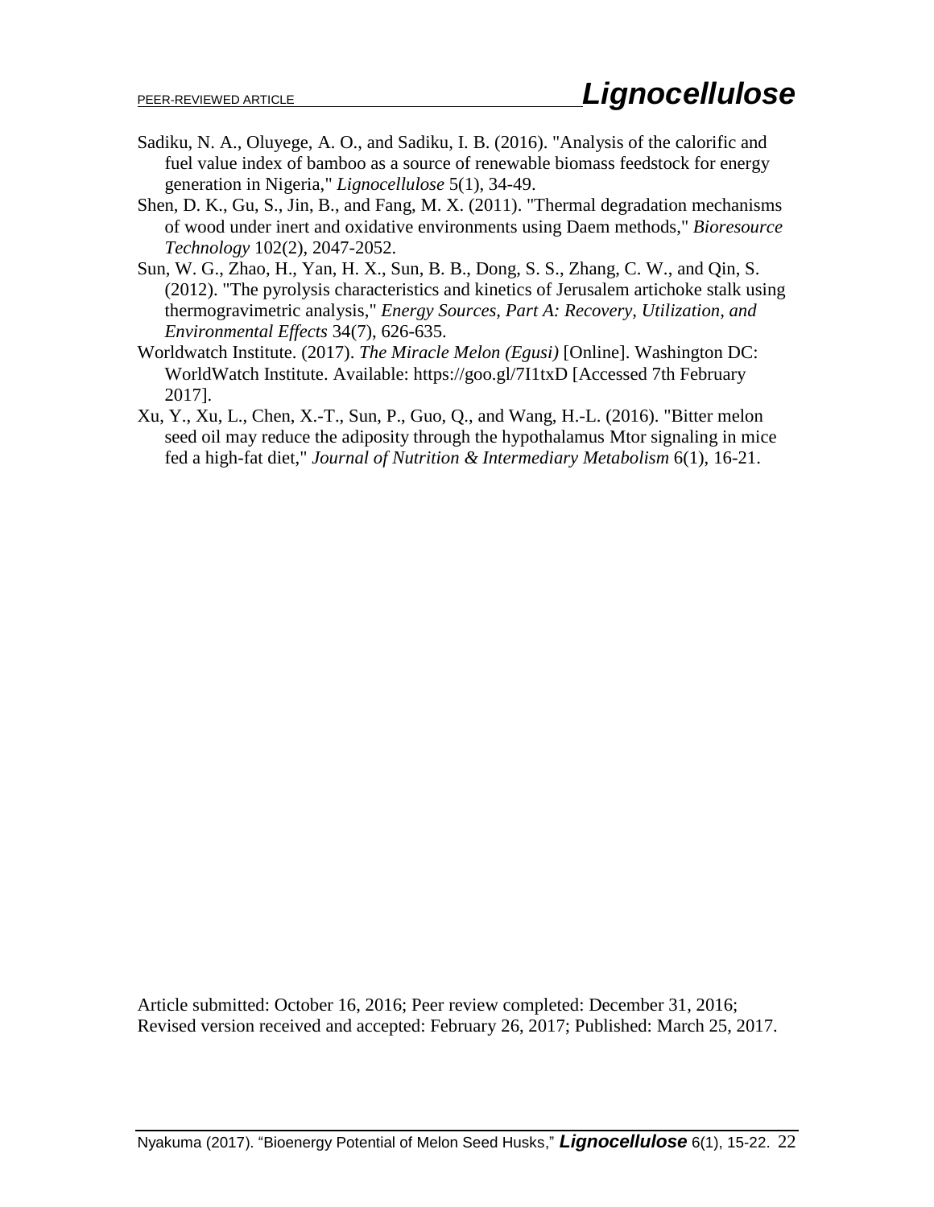Sadiku, N. A., Oluyege, A. O., and Sadiku, I. B. (2016). "Analysis of the calorific and fuel value index of bamboo as a source of renewable biomass feedstock for energy generation in Nigeria," *Lignocellulose* 5(1), 34-49.

Shen, D. K., Gu, S., Jin, B., and Fang, M. X. (2011). "Thermal degradation mechanisms of wood under inert and oxidative environments using Daem methods," *Bioresource Technology* 102(2), 2047-2052.

Sun, W. G., Zhao, H., Yan, H. X., Sun, B. B., Dong, S. S., Zhang, C. W., and Qin, S. (2012). "The pyrolysis characteristics and kinetics of Jerusalem artichoke stalk using thermogravimetric analysis," *Energy Sources, Part A: Recovery, Utilization, and Environmental Effects* 34(7), 626-635.

Worldwatch Institute. (2017). *The Miracle Melon (Egusi)* [Online]. Washington DC: WorldWatch Institute. Available: https://goo.gl/7I1txD [Accessed 7th February 2017].

Xu, Y., Xu, L., Chen, X.-T., Sun, P., Guo, Q., and Wang, H.-L. (2016). "Bitter melon seed oil may reduce the adiposity through the hypothalamus Mtor signaling in mice fed a high-fat diet," *Journal of Nutrition & Intermediary Metabolism* 6(1), 16-21.

Article submitted: October 16, 2016; Peer review completed: December 31, 2016; Revised version received and accepted: February 26, 2017; Published: March 25, 2017.